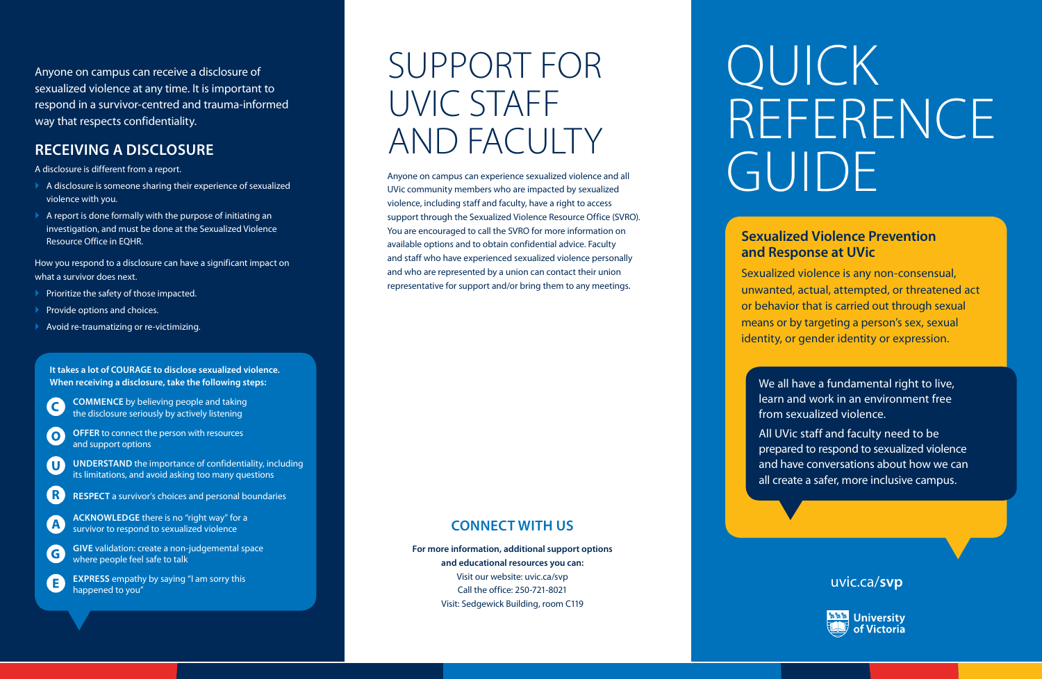# QUICK REFERENCE GUIDE

## Sexualized Violence Prevention and Response at UVic

Sexualized violence is any non-consensual, unwanted, actual, attempted, or threatened act or behavior that is carried out through sexual means or by targeting a person's sex, sexual identity, or gender identity or expression.

We all have a fundamental right to live, learn and work in an environment free from sexualized violence.

All UVic staff and faculty need to be prepared to respond to sexualized violence and have conversations about how we can all create a safer, more inclusive campus.

uvic.ca/**svp**

University of Victoria

Anyone on campus can receive a disclosure of sexualized violence at any time. It is important to respond in a survivor-centred and trauma-informed way that respects confidentiality.

## RECEIVING A DISCLOSURE

A disclosure is different from a report.

- A disclosure is someone sharing their experience of sexualized violence with you.
- A report is done formally with the purpose of initiating an investigation, and must be done at the Sexualized Violence Resource Office in EQHR.

How you respond to a disclosure can have a significant impact on what a survivor does next.

- Prioritize the safety of those impacted.
- Provide options and choices.
- Avoid re-traumatizing or re-victimizing.

**It takes a lot of COURAGE to disclose sexualized violence. When receiving a disclosure, take the following steps:**

- **C** — **COMMENCE** by believing people and taking the disclosure seriously by actively listening
- **O** — **OFFER** to connect the person with resources and support options
- **U** — **UNDERSTAND** the importance of confidentiality, including its limitations, and avoid asking too many questions
- **R** — **RESPECT** a survivor's choices and personal boundaries
- **A** — **ACKNOWLEDGE** there is no "right way" for a survivor to respond to sexualized violence
- **G** — **GIVE** validation: create a non-judgemental space where people feel safe to talk
- **E** — **EXPRESS** empathy by saying "I am sorry this happened to you"

# SUPPORT FOR UVIC STAFF AND FACULTY

Anyone on campus can experience sexualized violence and all UVic community members who are impacted by sexualized violence, including staff and faculty, have a right to access support through the Sexualized Violence Resource Office (SVRO). You are encouraged to call the SVRO for more information on available options and to obtain confidential advice. Faculty and staff who have experienced sexualized violence personally and who are represented by a union can contact their union representative for support and/or bring them to any meetings.

## CONNECT WITH US

**For more information, additional support options and educational resources you can:**

Visit our website: uvic.ca/svp
Call the office: 250-721-8021
Visit: Sedgewick Building, room C119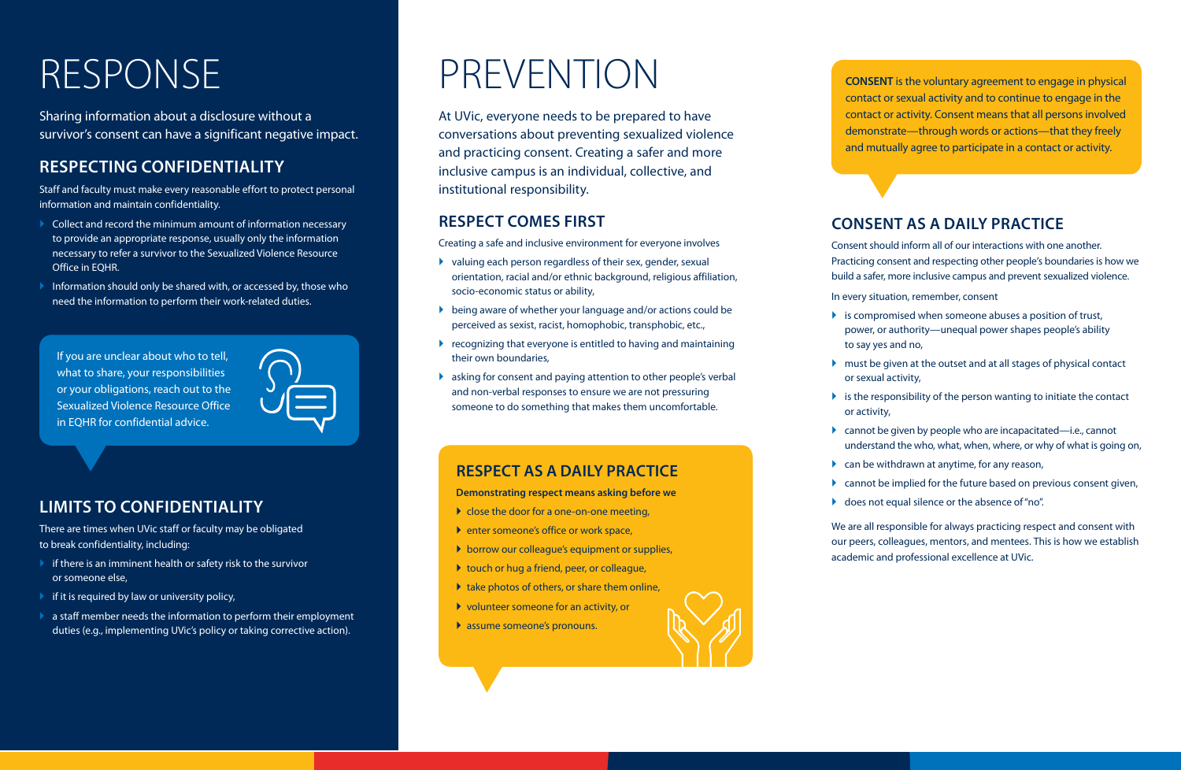# RESPONSE

Sharing information about a disclosure without a survivor's consent can have a significant negative impact.

## RESPECTING CONFIDENTIALITY

Staff and faculty must make every reasonable effort to protect personal information and maintain confidentiality.

- Collect and record the minimum amount of information necessary to provide an appropriate response, usually only the information necessary to refer a survivor to the Sexualized Violence Resource Office in EQHR.
- Information should only be shared with, or accessed by, those who need the information to perform their work-related duties.

If you are unclear about who to tell, what to share, your responsibilities or your obligations, reach out to the Sexualized Violence Resource Office in EQHR for confidential advice.

## LIMITS TO CONFIDENTIALITY

There are times when UVic staff or faculty may be obligated to break confidentiality, including:

- if there is an imminent health or safety risk to the survivor or someone else,
- if it is required by law or university policy,
- a staff member needs the information to perform their employment duties (e.g., implementing UVic's policy or taking corrective action).

# PREVENTION

At UVic, everyone needs to be prepared to have conversations about preventing sexualized violence and practicing consent. Creating a safer and more inclusive campus is an individual, collective, and institutional responsibility.

## RESPECT COMES FIRST

Creating a safe and inclusive environment for everyone involves

- valuing each person regardless of their sex, gender, sexual orientation, racial and/or ethnic background, religious affiliation, socio-economic status or ability,
- being aware of whether your language and/or actions could be perceived as sexist, racist, homophobic, transphobic, etc.,
- recognizing that everyone is entitled to having and maintaining their own boundaries,
- asking for consent and paying attention to other people's verbal and non-verbal responses to ensure we are not pressuring someone to do something that makes them uncomfortable.

## RESPECT AS A DAILY PRACTICE

**Demonstrating respect means asking before we**

- close the door for a one-on-one meeting,
- enter someone's office or work space,
- borrow our colleague's equipment or supplies,
- touch or hug a friend, peer, or colleague,
- take photos of others, or share them online,
- volunteer someone for an activity, or
- assume someone's pronouns.

**CONSENT** is the voluntary agreement to engage in physical contact or sexual activity and to continue to engage in the contact or activity. Consent means that all persons involved demonstrate—through words or actions—that they freely and mutually agree to participate in a contact or activity.

## CONSENT AS A DAILY PRACTICE

Consent should inform all of our interactions with one another. Practicing consent and respecting other people's boundaries is how we build a safer, more inclusive campus and prevent sexualized violence.

In every situation, remember, consent

- is compromised when someone abuses a position of trust, power, or authority—unequal power shapes people's ability to say yes and no,
- must be given at the outset and at all stages of physical contact or sexual activity,
- is the responsibility of the person wanting to initiate the contact or activity,
- cannot be given by people who are incapacitated—i.e., cannot understand the who, what, when, where, or why of what is going on,
- can be withdrawn at anytime, for any reason,
- cannot be implied for the future based on previous consent given,
- does not equal silence or the absence of "no".

We are all responsible for always practicing respect and consent with our peers, colleagues, mentors, and mentees. This is how we establish academic and professional excellence at UVic.